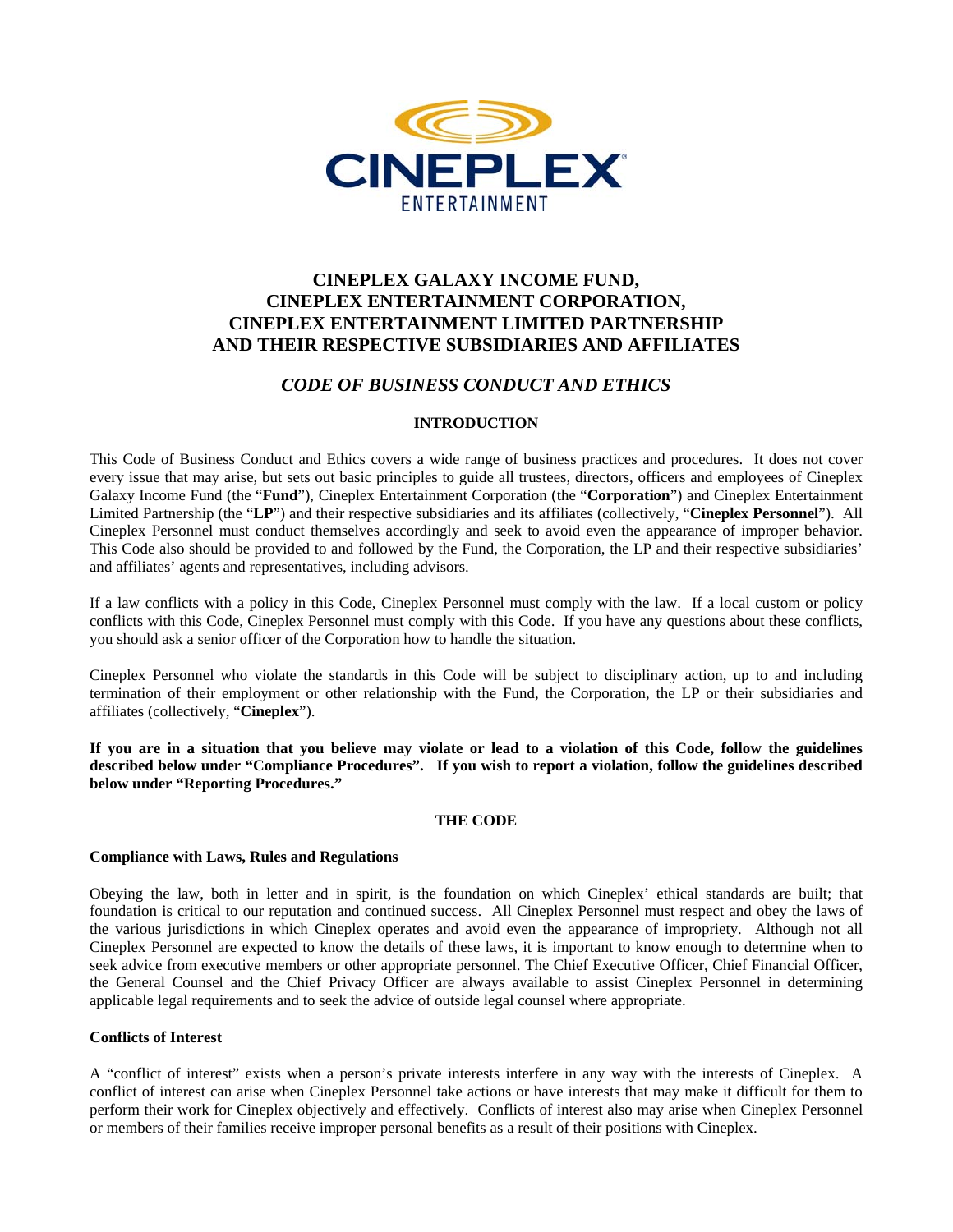# CINEPLEX GALAXY INCOME FUND, CINEPLEX ENTERTAINMENT CORPORATION, CINEPLEX ENTERTAINMENT LIMITED PARTNERSHIP AND THEIR RESPECTIVE SUBSIDIARIES AND AFFILIATES

## *CODE OF BUSINESS CONDUCT AND ETHICS*

### INTRODUCTION

This Code of Business Conduct and Ethics covers a wide range of business practices and procedures. It does not cover every issue that may arise, but sets out basic principles to guide all trustees, directors, officers and employees of Cineplex Galaxy Income Fund (the "**Fund**"), Cineplex Entertainment Corporation (the "**Corporation**") and Cineplex Entertainment Limited Partnership (the "**LP**") and their respective subsidiaries and its affiliates (collectively, "**Cineplex Personnel**"). All Cineplex Personnel must conduct themselves accordingly and seek to avoid even the appearance of improper behavior. This Code also should be provided to and followed by the Fund, the Corporation, the LP and their respective subsidiaries' and affiliates' agents and representatives, including advisors.

If a law conflicts with a policy in this Code, Cineplex Personnel must comply with the law. If a local custom or policy conflicts with this Code, Cineplex Personnel must comply with this Code. If you have any questions about these conflicts, you should ask a senior officer of the Corporation how to handle the situation.

Cineplex Personnel who violate the standards in this Code will be subject to disciplinary action, up to and including termination of their employment or other relationship with the Fund, the Corporation, the LP or their subsidiaries and affiliates (collectively, "**Cineplex**").

**If you are in a situation that you believe may violate or lead to a violation of this Code, follow the guidelines described below under "Compliance Procedures". If you wish to report a violation, follow the guidelines described below under "Reporting Procedures."**

### THE CODE

#### Compliance with Laws, Rules and Regulations

Obeying the law, both in letter and in spirit, is the foundation on which Cineplex' ethical standards are built; that foundation is critical to our reputation and continued success. All Cineplex Personnel must respect and obey the laws of the various jurisdictions in which Cineplex operates and avoid even the appearance of impropriety. Although not all Cineplex Personnel are expected to know the details of these laws, it is important to know enough to determine when to seek advice from executive members or other appropriate personnel. The Chief Executive Officer, Chief Financial Officer, the General Counsel and the Chief Privacy Officer are always available to assist Cineplex Personnel in determining applicable legal requirements and to seek the advice of outside legal counsel where appropriate.

#### Conflicts of Interest

A "conflict of interest" exists when a person's private interests interfere in any way with the interests of Cineplex. A conflict of interest can arise when Cineplex Personnel take actions or have interests that may make it difficult for them to perform their work for Cineplex objectively and effectively. Conflicts of interest also may arise when Cineplex Personnel or members of their families receive improper personal benefits as a result of their positions with Cineplex.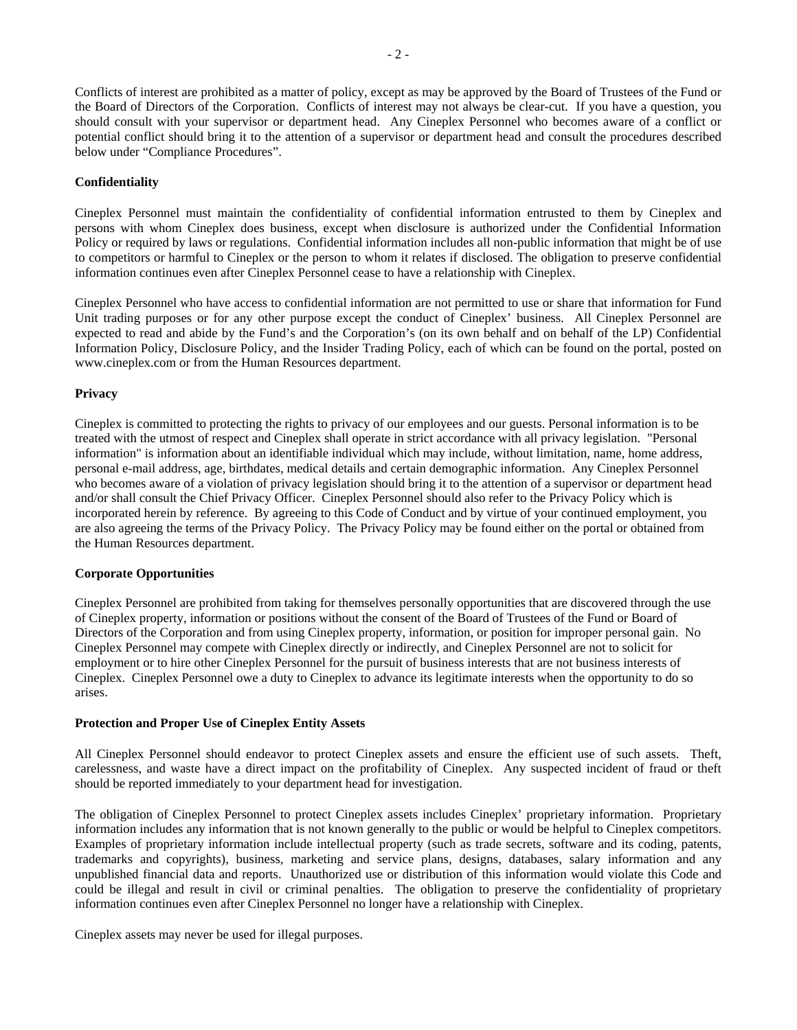Conflicts of interest are prohibited as a matter of policy, except as may be approved by the Board of Trustees of the Fund or the Board of Directors of the Corporation. Conflicts of interest may not always be clear-cut. If you have a question, you should consult with your supervisor or department head. Any Cineplex Personnel who becomes aware of a conflict or potential conflict should bring it to the attention of a supervisor or department head and consult the procedures described below under "Compliance Procedures".

**Confidentiality**

Cineplex Personnel must maintain the confidentiality of confidential information entrusted to them by Cineplex and persons with whom Cineplex does business, except when disclosure is authorized under the Confidential Information Policy or required by laws or regulations. Confidential information includes all non-public information that might be of use to competitors or harmful to Cineplex or the person to whom it relates if disclosed. The obligation to preserve confidential information continues even after Cineplex Personnel cease to have a relationship with Cineplex.

Cineplex Personnel who have access to confidential information are not permitted to use or share that information for Fund Unit trading purposes or for any other purpose except the conduct of Cineplex' business. All Cineplex Personnel are expected to read and abide by the Fund's and the Corporation's (on its own behalf and on behalf of the LP) Confidential Information Policy, Disclosure Policy, and the Insider Trading Policy, each of which can be found on the portal, posted on www.cineplex.com or from the Human Resources department.

**Privacy**

Cineplex is committed to protecting the rights to privacy of our employees and our guests. Personal information is to be treated with the utmost of respect and Cineplex shall operate in strict accordance with all privacy legislation. "Personal information" is information about an identifiable individual which may include, without limitation, name, home address, personal e-mail address, age, birthdates, medical details and certain demographic information. Any Cineplex Personnel who becomes aware of a violation of privacy legislation should bring it to the attention of a supervisor or department head and/or shall consult the Chief Privacy Officer. Cineplex Personnel should also refer to the Privacy Policy which is incorporated herein by reference. By agreeing to this Code of Conduct and by virtue of your continued employment, you are also agreeing the terms of the Privacy Policy. The Privacy Policy may be found either on the portal or obtained from the Human Resources department.

**Corporate Opportunities**

Cineplex Personnel are prohibited from taking for themselves personally opportunities that are discovered through the use of Cineplex property, information or positions without the consent of the Board of Trustees of the Fund or Board of Directors of the Corporation and from using Cineplex property, information, or position for improper personal gain. No Cineplex Personnel may compete with Cineplex directly or indirectly, and Cineplex Personnel are not to solicit for employment or to hire other Cineplex Personnel for the pursuit of business interests that are not business interests of Cineplex. Cineplex Personnel owe a duty to Cineplex to advance its legitimate interests when the opportunity to do so arises.

**Protection and Proper Use of Cineplex Entity Assets**

All Cineplex Personnel should endeavor to protect Cineplex assets and ensure the efficient use of such assets. Theft, carelessness, and waste have a direct impact on the profitability of Cineplex. Any suspected incident of fraud or theft should be reported immediately to your department head for investigation.

The obligation of Cineplex Personnel to protect Cineplex assets includes Cineplex' proprietary information. Proprietary information includes any information that is not known generally to the public or would be helpful to Cineplex competitors. Examples of proprietary information include intellectual property (such as trade secrets, software and its coding, patents, trademarks and copyrights), business, marketing and service plans, designs, databases, salary information and any unpublished financial data and reports. Unauthorized use or distribution of this information would violate this Code and could be illegal and result in civil or criminal penalties. The obligation to preserve the confidentiality of proprietary information continues even after Cineplex Personnel no longer have a relationship with Cineplex.

Cineplex assets may never be used for illegal purposes.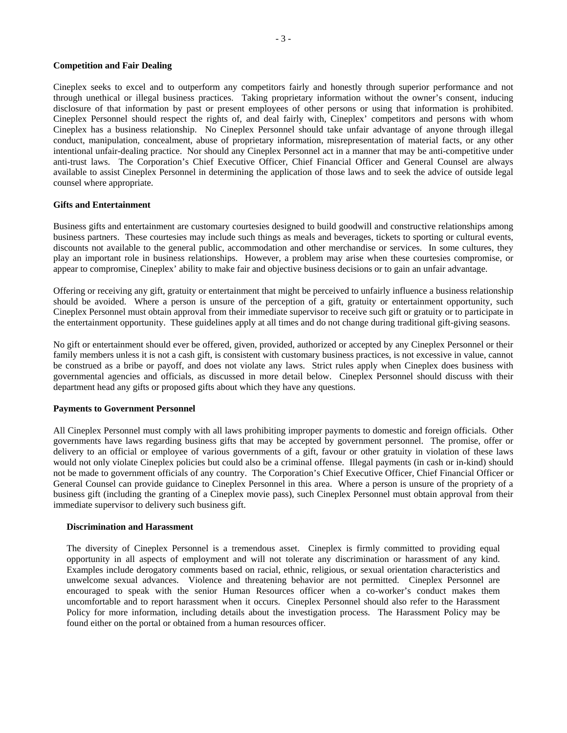**Competition and Fair Dealing**

Cineplex seeks to excel and to outperform any competitors fairly and honestly through superior performance and not through unethical or illegal business practices. Taking proprietary information without the owner's consent, inducing disclosure of that information by past or present employees of other persons or using that information is prohibited. Cineplex Personnel should respect the rights of, and deal fairly with, Cineplex' competitors and persons with whom Cineplex has a business relationship. No Cineplex Personnel should take unfair advantage of anyone through illegal conduct, manipulation, concealment, abuse of proprietary information, misrepresentation of material facts, or any other intentional unfair-dealing practice. Nor should any Cineplex Personnel act in a manner that may be anti-competitive under anti-trust laws. The Corporation's Chief Executive Officer, Chief Financial Officer and General Counsel are always available to assist Cineplex Personnel in determining the application of those laws and to seek the advice of outside legal counsel where appropriate.

**Gifts and Entertainment**

Business gifts and entertainment are customary courtesies designed to build goodwill and constructive relationships among business partners. These courtesies may include such things as meals and beverages, tickets to sporting or cultural events, discounts not available to the general public, accommodation and other merchandise or services. In some cultures, they play an important role in business relationships. However, a problem may arise when these courtesies compromise, or appear to compromise, Cineplex' ability to make fair and objective business decisions or to gain an unfair advantage.

Offering or receiving any gift, gratuity or entertainment that might be perceived to unfairly influence a business relationship should be avoided. Where a person is unsure of the perception of a gift, gratuity or entertainment opportunity, such Cineplex Personnel must obtain approval from their immediate supervisor to receive such gift or gratuity or to participate in the entertainment opportunity. These guidelines apply at all times and do not change during traditional gift-giving seasons.

No gift or entertainment should ever be offered, given, provided, authorized or accepted by any Cineplex Personnel or their family members unless it is not a cash gift, is consistent with customary business practices, is not excessive in value, cannot be construed as a bribe or payoff, and does not violate any laws. Strict rules apply when Cineplex does business with governmental agencies and officials, as discussed in more detail below. Cineplex Personnel should discuss with their department head any gifts or proposed gifts about which they have any questions.

**Payments to Government Personnel**

All Cineplex Personnel must comply with all laws prohibiting improper payments to domestic and foreign officials. Other governments have laws regarding business gifts that may be accepted by government personnel. The promise, offer or delivery to an official or employee of various governments of a gift, favour or other gratuity in violation of these laws would not only violate Cineplex policies but could also be a criminal offense. Illegal payments (in cash or in-kind) should not be made to government officials of any country. The Corporation's Chief Executive Officer, Chief Financial Officer or General Counsel can provide guidance to Cineplex Personnel in this area. Where a person is unsure of the propriety of a business gift (including the granting of a Cineplex movie pass), such Cineplex Personnel must obtain approval from their immediate supervisor to delivery such business gift.

**Discrimination and Harassment**

The diversity of Cineplex Personnel is a tremendous asset. Cineplex is firmly committed to providing equal opportunity in all aspects of employment and will not tolerate any discrimination or harassment of any kind. Examples include derogatory comments based on racial, ethnic, religious, or sexual orientation characteristics and unwelcome sexual advances. Violence and threatening behavior are not permitted. Cineplex Personnel are encouraged to speak with the senior Human Resources officer when a co-worker's conduct makes them uncomfortable and to report harassment when it occurs. Cineplex Personnel should also refer to the Harassment Policy for more information, including details about the investigation process. The Harassment Policy may be found either on the portal or obtained from a human resources officer.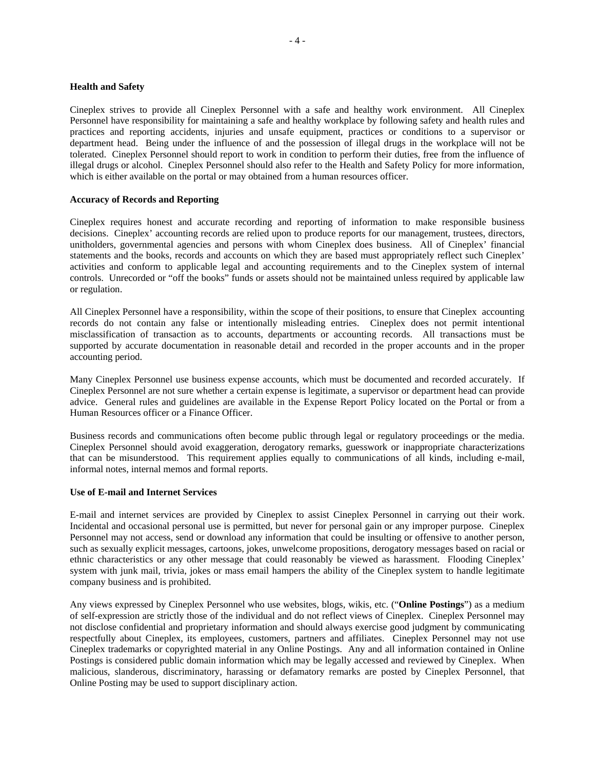**Health and Safety**

Cineplex strives to provide all Cineplex Personnel with a safe and healthy work environment. All Cineplex Personnel have responsibility for maintaining a safe and healthy workplace by following safety and health rules and practices and reporting accidents, injuries and unsafe equipment, practices or conditions to a supervisor or department head. Being under the influence of and the possession of illegal drugs in the workplace will not be tolerated. Cineplex Personnel should report to work in condition to perform their duties, free from the influence of illegal drugs or alcohol. Cineplex Personnel should also refer to the Health and Safety Policy for more information, which is either available on the portal or may obtained from a human resources officer.

**Accuracy of Records and Reporting**

Cineplex requires honest and accurate recording and reporting of information to make responsible business decisions. Cineplex' accounting records are relied upon to produce reports for our management, trustees, directors, unitholders, governmental agencies and persons with whom Cineplex does business. All of Cineplex' financial statements and the books, records and accounts on which they are based must appropriately reflect such Cineplex' activities and conform to applicable legal and accounting requirements and to the Cineplex system of internal controls. Unrecorded or "off the books" funds or assets should not be maintained unless required by applicable law or regulation.

All Cineplex Personnel have a responsibility, within the scope of their positions, to ensure that Cineplex accounting records do not contain any false or intentionally misleading entries. Cineplex does not permit intentional misclassification of transaction as to accounts, departments or accounting records. All transactions must be supported by accurate documentation in reasonable detail and recorded in the proper accounts and in the proper accounting period.

Many Cineplex Personnel use business expense accounts, which must be documented and recorded accurately. If Cineplex Personnel are not sure whether a certain expense is legitimate, a supervisor or department head can provide advice. General rules and guidelines are available in the Expense Report Policy located on the Portal or from a Human Resources officer or a Finance Officer.

Business records and communications often become public through legal or regulatory proceedings or the media. Cineplex Personnel should avoid exaggeration, derogatory remarks, guesswork or inappropriate characterizations that can be misunderstood. This requirement applies equally to communications of all kinds, including e-mail, informal notes, internal memos and formal reports.

**Use of E-mail and Internet Services**

E-mail and internet services are provided by Cineplex to assist Cineplex Personnel in carrying out their work. Incidental and occasional personal use is permitted, but never for personal gain or any improper purpose. Cineplex Personnel may not access, send or download any information that could be insulting or offensive to another person, such as sexually explicit messages, cartoons, jokes, unwelcome propositions, derogatory messages based on racial or ethnic characteristics or any other message that could reasonably be viewed as harassment. Flooding Cineplex' system with junk mail, trivia, jokes or mass email hampers the ability of the Cineplex system to handle legitimate company business and is prohibited.

Any views expressed by Cineplex Personnel who use websites, blogs, wikis, etc. ("**Online Postings**") as a medium of self-expression are strictly those of the individual and do not reflect views of Cineplex. Cineplex Personnel may not disclose confidential and proprietary information and should always exercise good judgment by communicating respectfully about Cineplex, its employees, customers, partners and affiliates. Cineplex Personnel may not use Cineplex trademarks or copyrighted material in any Online Postings. Any and all information contained in Online Postings is considered public domain information which may be legally accessed and reviewed by Cineplex. When malicious, slanderous, discriminatory, harassing or defamatory remarks are posted by Cineplex Personnel, that Online Posting may be used to support disciplinary action.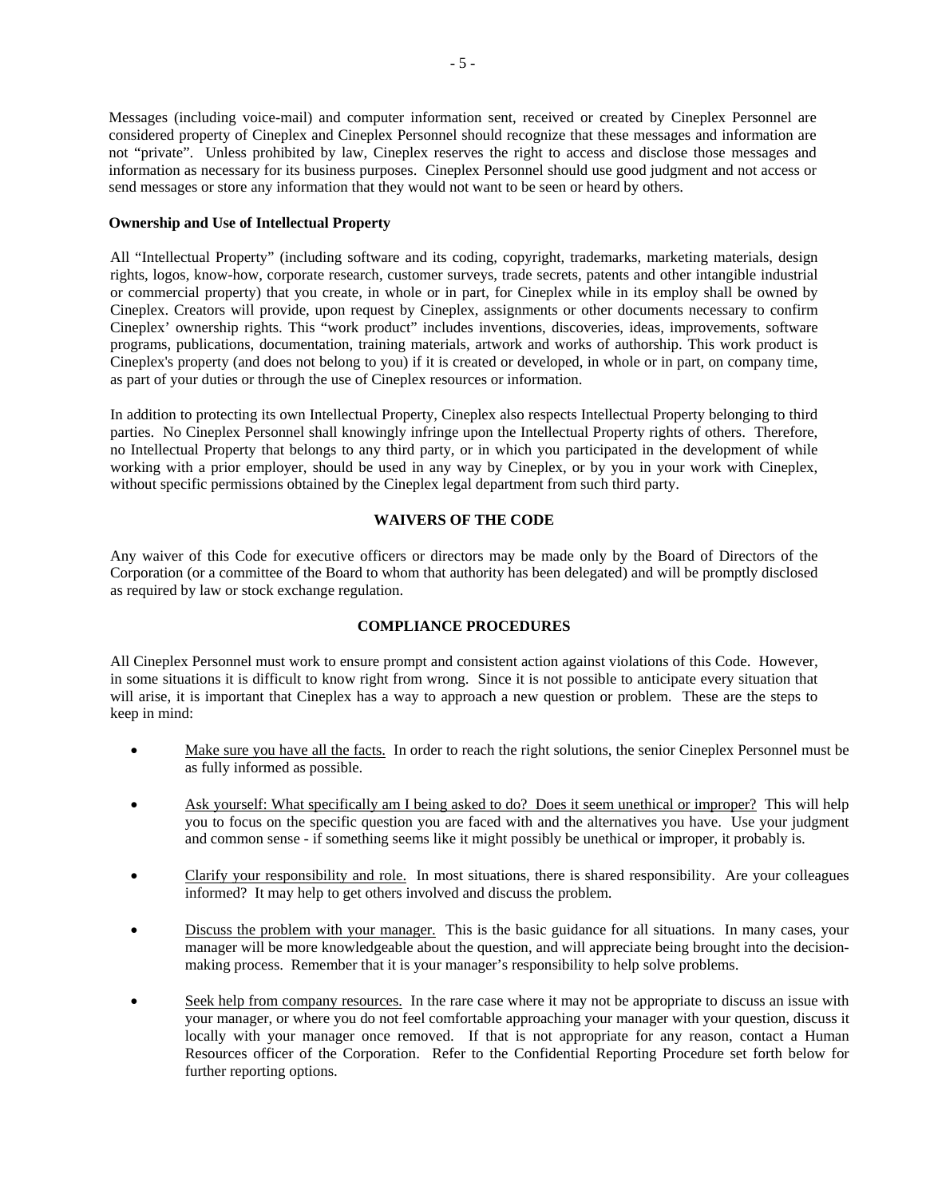Messages (including voice-mail) and computer information sent, received or created by Cineplex Personnel are considered property of Cineplex and Cineplex Personnel should recognize that these messages and information are not "private". Unless prohibited by law, Cineplex reserves the right to access and disclose those messages and information as necessary for its business purposes. Cineplex Personnel should use good judgment and not access or send messages or store any information that they would not want to be seen or heard by others.

**Ownership and Use of Intellectual Property**

All "Intellectual Property" (including software and its coding, copyright, trademarks, marketing materials, design rights, logos, know-how, corporate research, customer surveys, trade secrets, patents and other intangible industrial or commercial property) that you create, in whole or in part, for Cineplex while in its employ shall be owned by Cineplex. Creators will provide, upon request by Cineplex, assignments or other documents necessary to confirm Cineplex' ownership rights. This "work product" includes inventions, discoveries, ideas, improvements, software programs, publications, documentation, training materials, artwork and works of authorship. This work product is Cineplex's property (and does not belong to you) if it is created or developed, in whole or in part, on company time, as part of your duties or through the use of Cineplex resources or information.

In addition to protecting its own Intellectual Property, Cineplex also respects Intellectual Property belonging to third parties. No Cineplex Personnel shall knowingly infringe upon the Intellectual Property rights of others. Therefore, no Intellectual Property that belongs to any third party, or in which you participated in the development of while working with a prior employer, should be used in any way by Cineplex, or by you in your work with Cineplex, without specific permissions obtained by the Cineplex legal department from such third party.

## WAIVERS OF THE CODE

Any waiver of this Code for executive officers or directors may be made only by the Board of Directors of the Corporation (or a committee of the Board to whom that authority has been delegated) and will be promptly disclosed as required by law or stock exchange regulation.

## COMPLIANCE PROCEDURES

All Cineplex Personnel must work to ensure prompt and consistent action against violations of this Code. However, in some situations it is difficult to know right from wrong. Since it is not possible to anticipate every situation that will arise, it is important that Cineplex has a way to approach a new question or problem. These are the steps to keep in mind:

- Make sure you have all the facts. In order to reach the right solutions, the senior Cineplex Personnel must be as fully informed as possible.
- Ask yourself: What specifically am I being asked to do? Does it seem unethical or improper? This will help you to focus on the specific question you are faced with and the alternatives you have. Use your judgment and common sense - if something seems like it might possibly be unethical or improper, it probably is.
- Clarify your responsibility and role. In most situations, there is shared responsibility. Are your colleagues informed? It may help to get others involved and discuss the problem.
- Discuss the problem with your manager. This is the basic guidance for all situations. In many cases, your manager will be more knowledgeable about the question, and will appreciate being brought into the decision-making process. Remember that it is your manager's responsibility to help solve problems.
- Seek help from company resources. In the rare case where it may not be appropriate to discuss an issue with your manager, or where you do not feel comfortable approaching your manager with your question, discuss it locally with your manager once removed. If that is not appropriate for any reason, contact a Human Resources officer of the Corporation. Refer to the Confidential Reporting Procedure set forth below for further reporting options.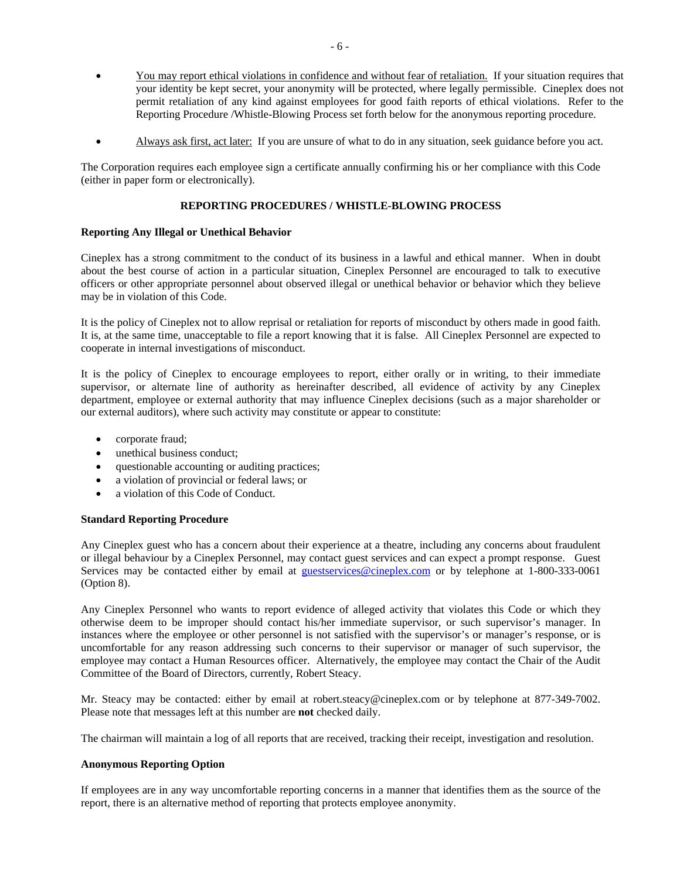- You may report ethical violations in confidence and without fear of retaliation. If your situation requires that your identity be kept secret, your anonymity will be protected, where legally permissible. Cineplex does not permit retaliation of any kind against employees for good faith reports of ethical violations. Refer to the Reporting Procedure /Whistle-Blowing Process set forth below for the anonymous reporting procedure.

- Always ask first, act later: If you are unsure of what to do in any situation, seek guidance before you act.

The Corporation requires each employee sign a certificate annually confirming his or her compliance with this Code (either in paper form or electronically).

## REPORTING PROCEDURES / WHISTLE-BLOWING PROCESS

### Reporting Any Illegal or Unethical Behavior

Cineplex has a strong commitment to the conduct of its business in a lawful and ethical manner. When in doubt about the best course of action in a particular situation, Cineplex Personnel are encouraged to talk to executive officers or other appropriate personnel about observed illegal or unethical behavior or behavior which they believe may be in violation of this Code.

It is the policy of Cineplex not to allow reprisal or retaliation for reports of misconduct by others made in good faith. It is, at the same time, unacceptable to file a report knowing that it is false. All Cineplex Personnel are expected to cooperate in internal investigations of misconduct.

It is the policy of Cineplex to encourage employees to report, either orally or in writing, to their immediate supervisor, or alternate line of authority as hereinafter described, all evidence of activity by any Cineplex department, employee or external authority that may influence Cineplex decisions (such as a major shareholder or our external auditors), where such activity may constitute or appear to constitute:

- corporate fraud;
- unethical business conduct;
- questionable accounting or auditing practices;
- a violation of provincial or federal laws; or
- a violation of this Code of Conduct.

### Standard Reporting Procedure

Any Cineplex guest who has a concern about their experience at a theatre, including any concerns about fraudulent or illegal behaviour by a Cineplex Personnel, may contact guest services and can expect a prompt response. Guest Services may be contacted either by email at guestservices@cineplex.com or by telephone at 1-800-333-0061 (Option 8).

Any Cineplex Personnel who wants to report evidence of alleged activity that violates this Code or which they otherwise deem to be improper should contact his/her immediate supervisor, or such supervisor's manager. In instances where the employee or other personnel is not satisfied with the supervisor's or manager's response, or is uncomfortable for any reason addressing such concerns to their supervisor or manager of such supervisor, the employee may contact a Human Resources officer. Alternatively, the employee may contact the Chair of the Audit Committee of the Board of Directors, currently, Robert Steacy.

Mr. Steacy may be contacted: either by email at robert.steacy@cineplex.com or by telephone at 877-349-7002. Please note that messages left at this number are **not** checked daily.

The chairman will maintain a log of all reports that are received, tracking their receipt, investigation and resolution.

### Anonymous Reporting Option

If employees are in any way uncomfortable reporting concerns in a manner that identifies them as the source of the report, there is an alternative method of reporting that protects employee anonymity.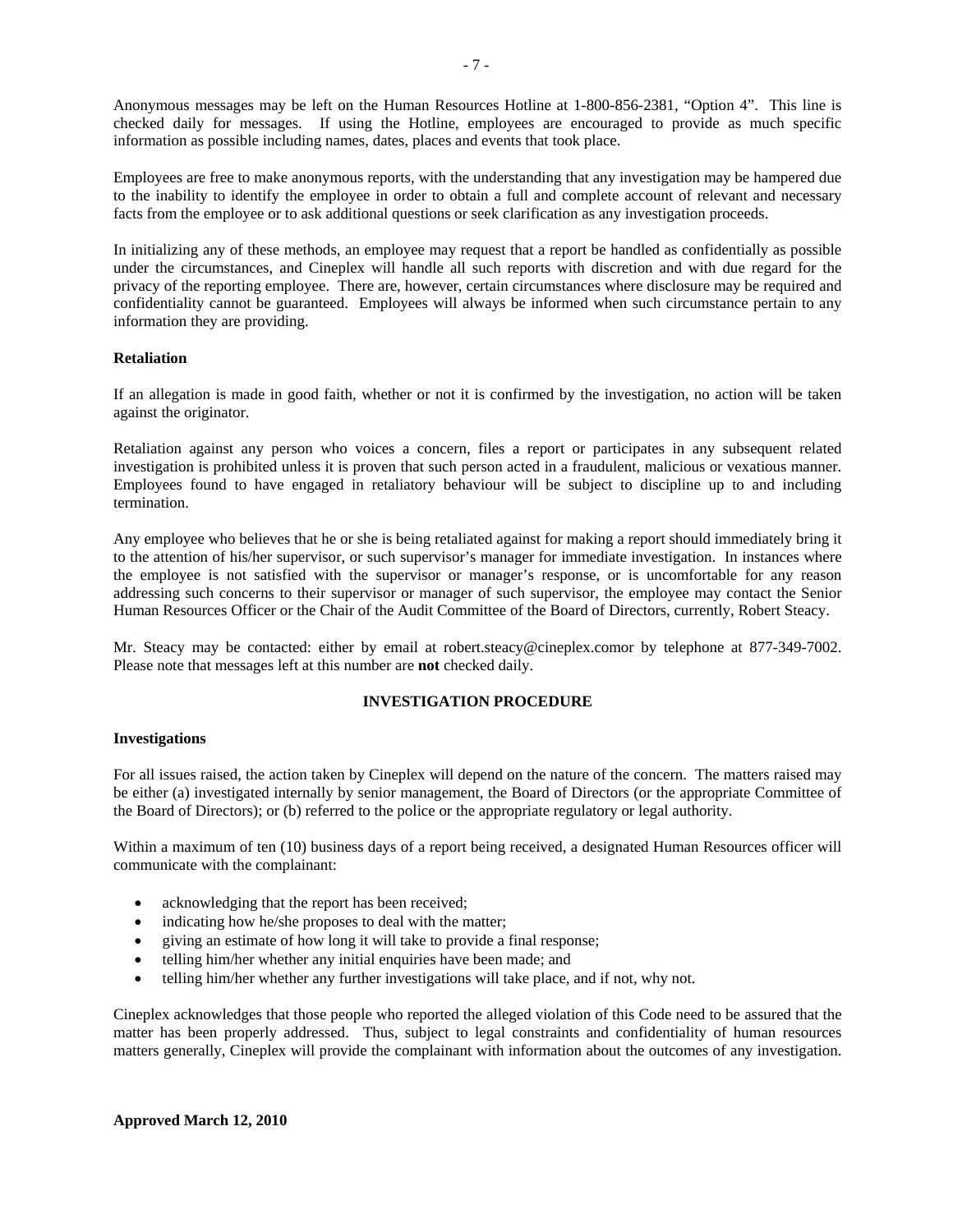Anonymous messages may be left on the Human Resources Hotline at 1-800-856-2381, "Option 4". This line is checked daily for messages. If using the Hotline, employees are encouraged to provide as much specific information as possible including names, dates, places and events that took place.

Employees are free to make anonymous reports, with the understanding that any investigation may be hampered due to the inability to identify the employee in order to obtain a full and complete account of relevant and necessary facts from the employee or to ask additional questions or seek clarification as any investigation proceeds.

In initializing any of these methods, an employee may request that a report be handled as confidentially as possible under the circumstances, and Cineplex will handle all such reports with discretion and with due regard for the privacy of the reporting employee. There are, however, certain circumstances where disclosure may be required and confidentiality cannot be guaranteed. Employees will always be informed when such circumstance pertain to any information they are providing.

**Retaliation**

If an allegation is made in good faith, whether or not it is confirmed by the investigation, no action will be taken against the originator.

Retaliation against any person who voices a concern, files a report or participates in any subsequent related investigation is prohibited unless it is proven that such person acted in a fraudulent, malicious or vexatious manner. Employees found to have engaged in retaliatory behaviour will be subject to discipline up to and including termination.

Any employee who believes that he or she is being retaliated against for making a report should immediately bring it to the attention of his/her supervisor, or such supervisor's manager for immediate investigation. In instances where the employee is not satisfied with the supervisor or manager's response, or is uncomfortable for any reason addressing such concerns to their supervisor or manager of such supervisor, the employee may contact the Senior Human Resources Officer or the Chair of the Audit Committee of the Board of Directors, currently, Robert Steacy.

Mr. Steacy may be contacted: either by email at robert.steacy@cineplex.comor by telephone at 877-349-7002. Please note that messages left at this number are **not** checked daily.

## INVESTIGATION PROCEDURE

**Investigations**

For all issues raised, the action taken by Cineplex will depend on the nature of the concern. The matters raised may be either (a) investigated internally by senior management, the Board of Directors (or the appropriate Committee of the Board of Directors); or (b) referred to the police or the appropriate regulatory or legal authority.

Within a maximum of ten (10) business days of a report being received, a designated Human Resources officer will communicate with the complainant:

- acknowledging that the report has been received;
- indicating how he/she proposes to deal with the matter;
- giving an estimate of how long it will take to provide a final response;
- telling him/her whether any initial enquiries have been made; and
- telling him/her whether any further investigations will take place, and if not, why not.

Cineplex acknowledges that those people who reported the alleged violation of this Code need to be assured that the matter has been properly addressed. Thus, subject to legal constraints and confidentiality of human resources matters generally, Cineplex will provide the complainant with information about the outcomes of any investigation.

**Approved March 12, 2010**